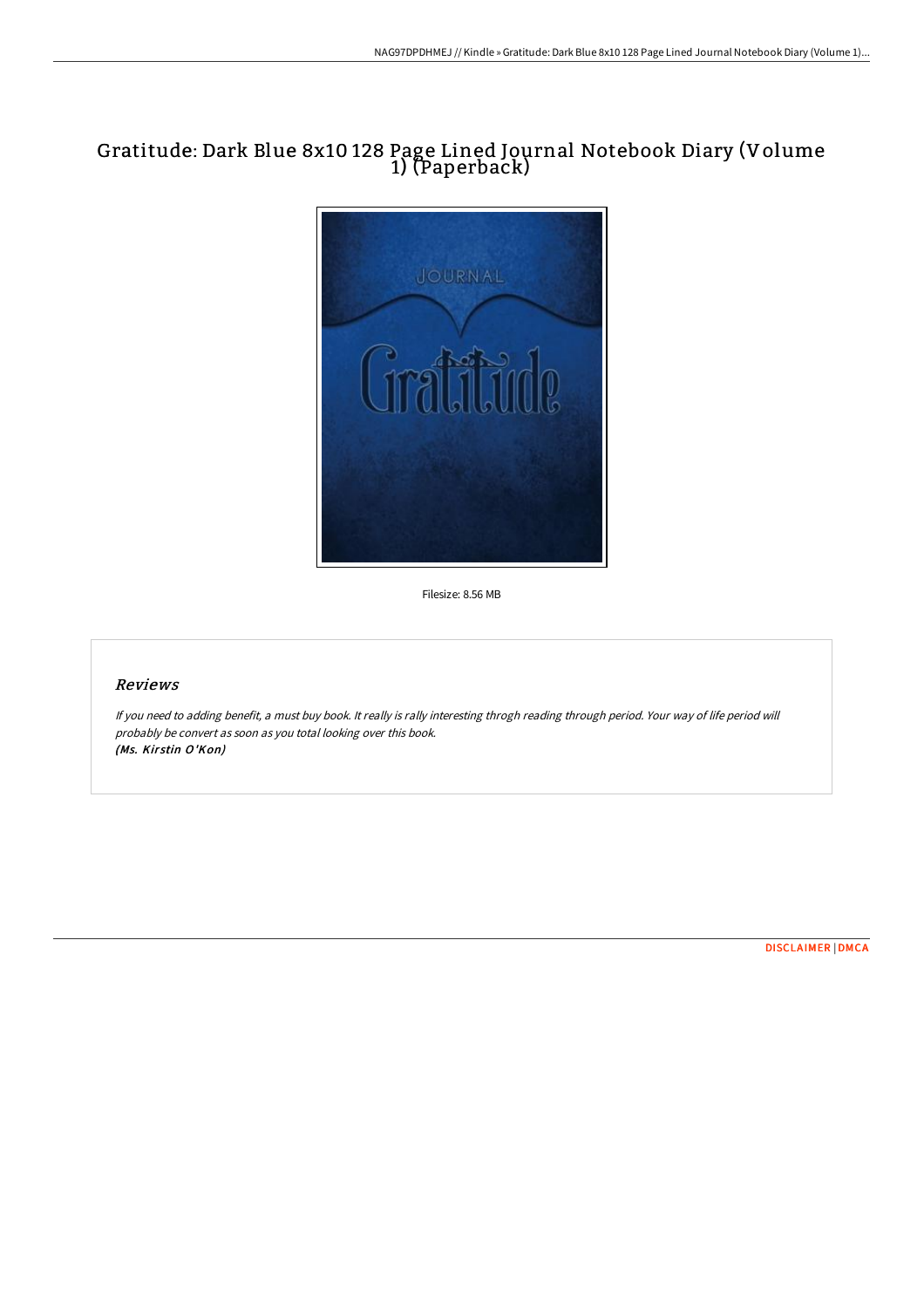# Gratitude: Dark Blue 8x10 128 Page Lined Journal Notebook Diary (Volume 1) (Paperback)

Filesize: 8.56 MB

## Reviews

*If you need to adding benefit, a must buy book. It really is rally interesting throgh reading through period. Your way of life period will probably be convert as soon as you total looking over this book.*
*(Ms. Kirstin O'Kon)*

DISCLAIMER | DMCA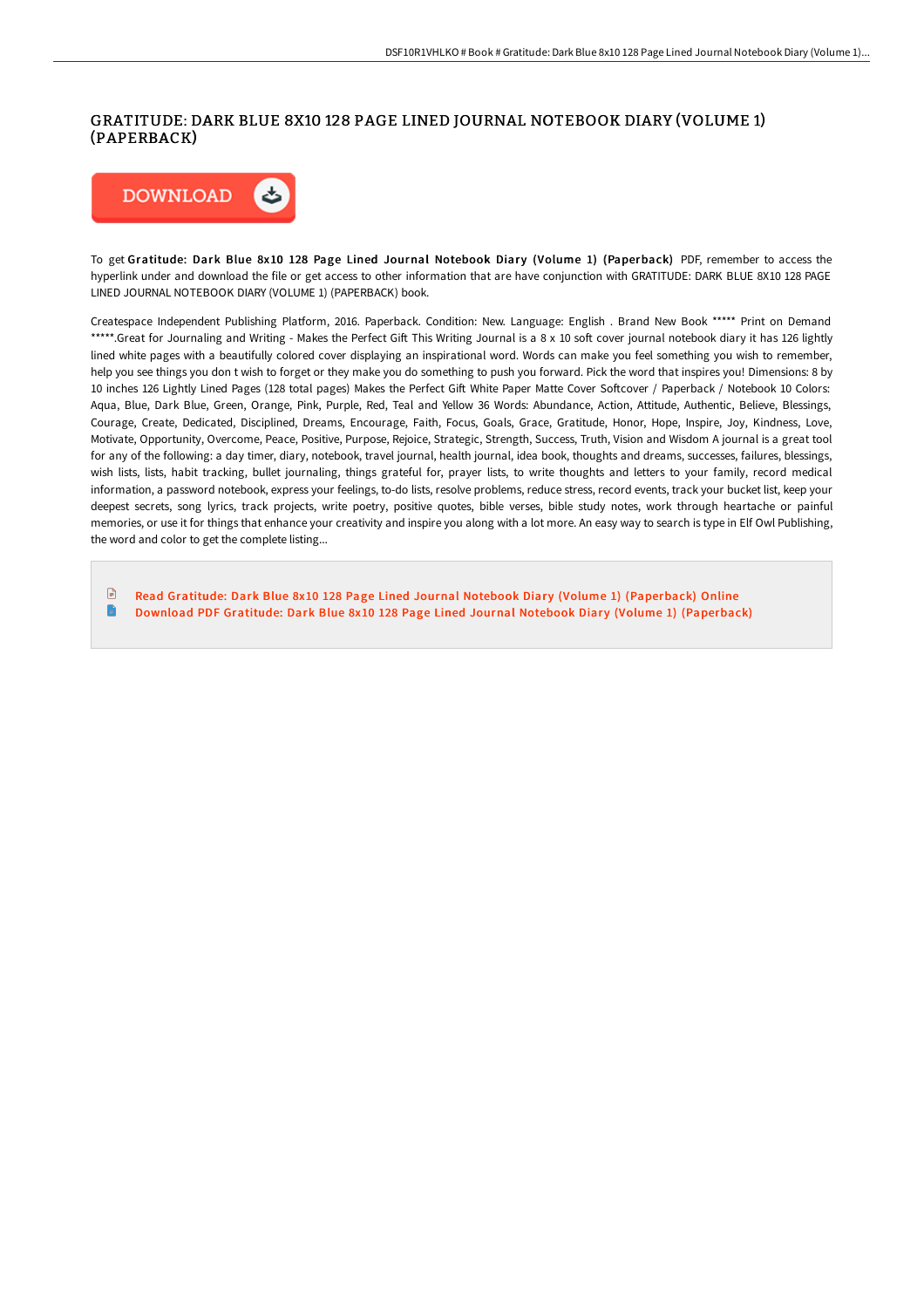# GRATITUDE: DARK BLUE 8X10 128 PAGE LINED JOURNAL NOTEBOOK DIARY (VOLUME 1) (PAPERBACK)

DOWNLOAD

To get **Gratitude: Dark Blue 8x10 128 Page Lined Journal Notebook Diary (Volume 1) (Paperback)** PDF, remember to access the hyperlink under and download the file or get access to other information that are have conjunction with GRATITUDE: DARK BLUE 8X10 128 PAGE LINED JOURNAL NOTEBOOK DIARY (VOLUME 1) (PAPERBACK) book.

Createspace Independent Publishing Platform, 2016. Paperback. Condition: New. Language: English . Brand New Book ***** Print on Demand *****.Great for Journaling and Writing - Makes the Perfect Gift This Writing Journal is a 8 x 10 soft cover journal notebook diary it has 126 lightly lined white pages with a beautifully colored cover displaying an inspirational word. Words can make you feel something you wish to remember, help you see things you don t wish to forget or they make you do something to push you forward. Pick the word that inspires you! Dimensions: 8 by 10 inches 126 Lightly Lined Pages (128 total pages) Makes the Perfect Gift White Paper Matte Cover Softcover / Paperback / Notebook 10 Colors: Aqua, Blue, Dark Blue, Green, Orange, Pink, Purple, Red, Teal and Yellow 36 Words: Abundance, Action, Attitude, Authentic, Believe, Blessings, Courage, Create, Dedicated, Disciplined, Dreams, Encourage, Faith, Focus, Goals, Grace, Gratitude, Honor, Hope, Inspire, Joy, Kindness, Love, Motivate, Opportunity, Overcome, Peace, Positive, Purpose, Rejoice, Strategic, Strength, Success, Truth, Vision and Wisdom A journal is a great tool for any of the following: a day timer, diary, notebook, travel journal, health journal, idea book, thoughts and dreams, successes, failures, blessings, wish lists, lists, habit tracking, bullet journaling, things grateful for, prayer lists, to write thoughts and letters to your family, record medical information, a password notebook, express your feelings, to-do lists, resolve problems, reduce stress, record events, track your bucket list, keep your deepest secrets, song lyrics, track projects, write poetry, positive quotes, bible verses, bible study notes, work through heartache or painful memories, or use it for things that enhance your creativity and inspire you along with a lot more. An easy way to search is type in Elf Owl Publishing, the word and color to get the complete listing...

- Read Gratitude: Dark Blue 8x10 128 Page Lined Journal Notebook Diary (Volume 1) (Paperback) Online
- Download PDF Gratitude: Dark Blue 8x10 128 Page Lined Journal Notebook Diary (Volume 1) (Paperback)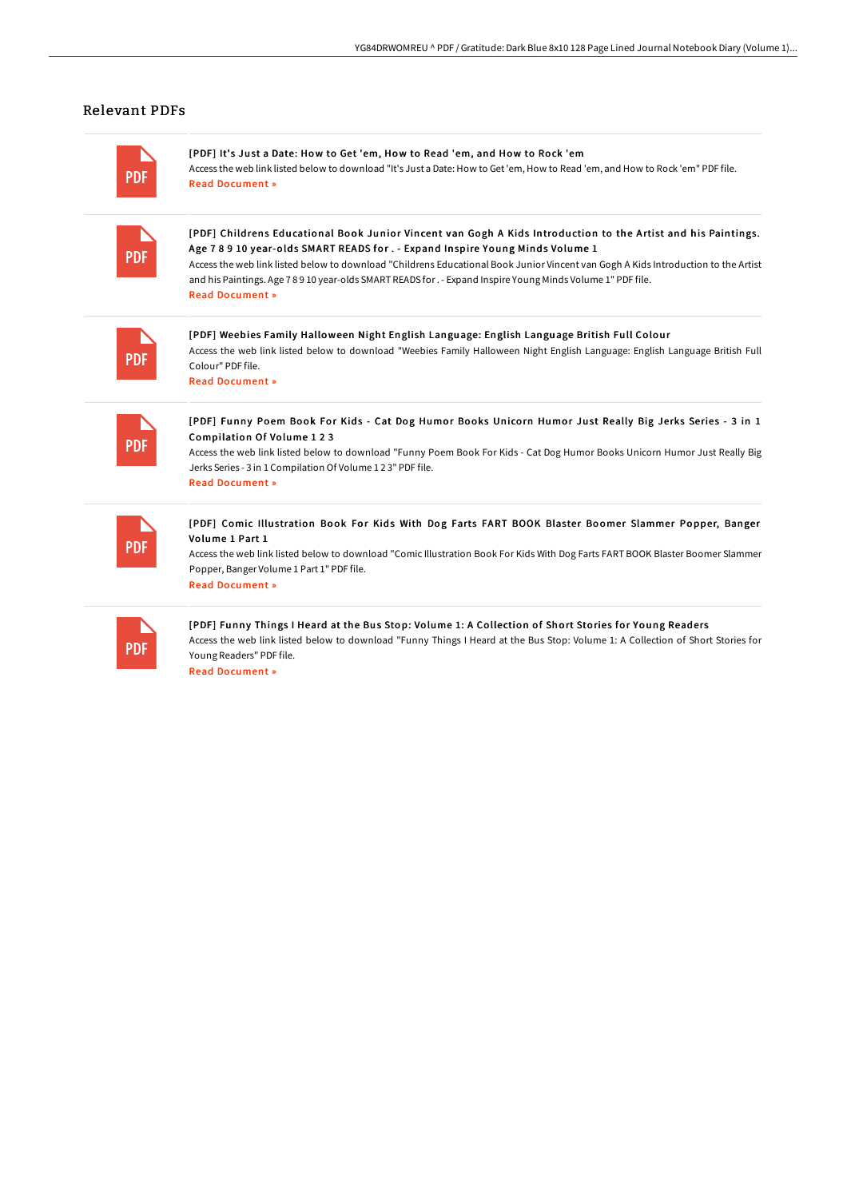## Relevant PDFs

PDF

[PDF] It's Just a Date: How to Get 'em, How to Read 'em, and How to Rock 'em
Access the web link listed below to download "It's Just a Date: How to Get 'em, How to Read 'em, and How to Rock 'em" PDF file.
Read Document »

PDF

[PDF] Childrens Educational Book Junior Vincent van Gogh A Kids Introduction to the Artist and his Paintings. Age 7 8 9 10 year-olds SMART READS for . - Expand Inspire Young Minds Volume 1
Access the web link listed below to download "Childrens Educational Book Junior Vincent van Gogh A Kids Introduction to the Artist and his Paintings. Age 7 8 9 10 year-olds SMART READS for . - Expand Inspire Young Minds Volume 1" PDF file.
Read Document »

PDF

[PDF] Weebies Family Halloween Night English Language: English Language British Full Colour
Access the web link listed below to download "Weebies Family Halloween Night English Language: English Language British Full Colour" PDF file.
Read Document »

PDF

[PDF] Funny Poem Book For Kids - Cat Dog Humor Books Unicorn Humor Just Really Big Jerks Series - 3 in 1 Compilation Of Volume 1 2 3
Access the web link listed below to download "Funny Poem Book For Kids - Cat Dog Humor Books Unicorn Humor Just Really Big Jerks Series - 3 in 1 Compilation Of Volume 1 2 3" PDF file.
Read Document »

PDF

[PDF] Comic Illustration Book For Kids With Dog Farts FART BOOK Blaster Boomer Slammer Popper, Banger Volume 1 Part 1
Access the web link listed below to download "Comic Illustration Book For Kids With Dog Farts FART BOOK Blaster Boomer Slammer Popper, Banger Volume 1 Part 1" PDF file.
Read Document »

PDF

[PDF] Funny Things I Heard at the Bus Stop: Volume 1: A Collection of Short Stories for Young Readers
Access the web link listed below to download "Funny Things I Heard at the Bus Stop: Volume 1: A Collection of Short Stories for Young Readers" PDF file.
Read Document »